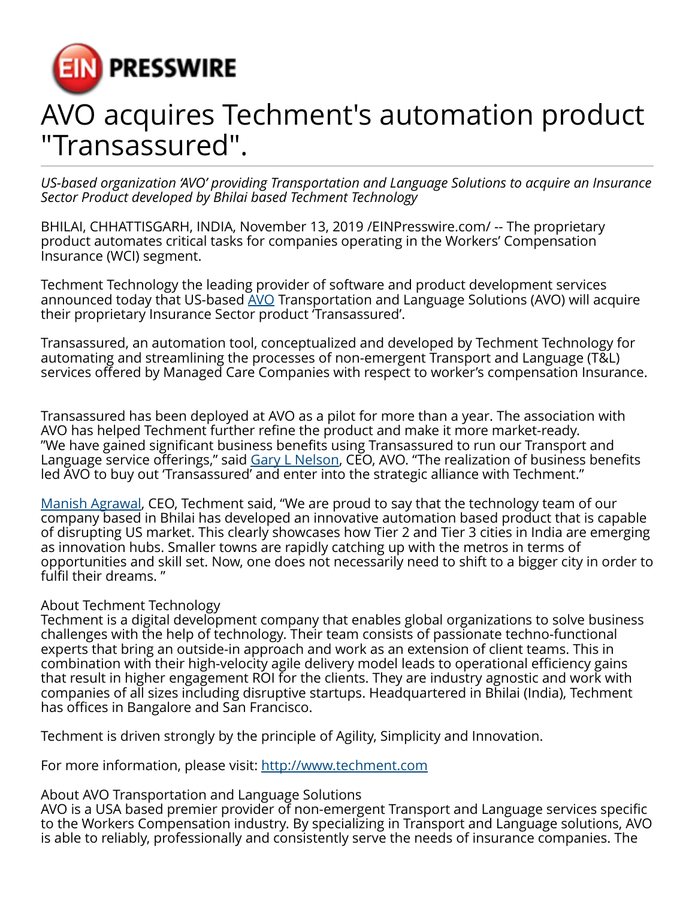EIN PRESSWIRE

# AVO acquires Techment's automation product "Transassured".

*US-based organization 'AVO' providing Transportation and Language Solutions to acquire an Insurance Sector Product developed by Bhilai based Techment Technology*

BHILAI, CHHATTISGARH, INDIA, November 13, 2019 /EINPresswire.com/ -- The proprietary product automates critical tasks for companies operating in the Workers' Compensation Insurance (WCI) segment.

Techment Technology the leading provider of software and product development services announced today that US-based AVO Transportation and Language Solutions (AVO) will acquire their proprietary Insurance Sector product 'Transassured'.

Transassured, an automation tool, conceptualized and developed by Techment Technology for automating and streamlining the processes of non-emergent Transport and Language (T&L) services offered by Managed Care Companies with respect to worker's compensation Insurance.

Transassured has been deployed at AVO as a pilot for more than a year. The association with AVO has helped Techment further refine the product and make it more market-ready.
"We have gained significant business benefits using Transassured to run our Transport and Language service offerings," said Gary L Nelson, CEO, AVO. "The realization of business benefits led AVO to buy out 'Transassured' and enter into the strategic alliance with Techment."

Manish Agrawal, CEO, Techment said, "We are proud to say that the technology team of our company based in Bhilai has developed an innovative automation based product that is capable of disrupting US market. This clearly showcases how Tier 2 and Tier 3 cities in India are emerging as innovation hubs. Smaller towns are rapidly catching up with the metros in terms of opportunities and skill set. Now, one does not necessarily need to shift to a bigger city in order to fulfil their dreams. "

About Techment Technology
Techment is a digital development company that enables global organizations to solve business challenges with the help of technology. Their team consists of passionate techno-functional experts that bring an outside-in approach and work as an extension of client teams. This in combination with their high-velocity agile delivery model leads to operational efficiency gains that result in higher engagement ROI for the clients. They are industry agnostic and work with companies of all sizes including disruptive startups. Headquartered in Bhilai (India), Techment has offices in Bangalore and San Francisco.

Techment is driven strongly by the principle of Agility, Simplicity and Innovation.

For more information, please visit: http://www.techment.com

About AVO Transportation and Language Solutions
AVO is a USA based premier provider of non-emergent Transport and Language services specific to the Workers Compensation industry. By specializing in Transport and Language solutions, AVO is able to reliably, professionally and consistently serve the needs of insurance companies. The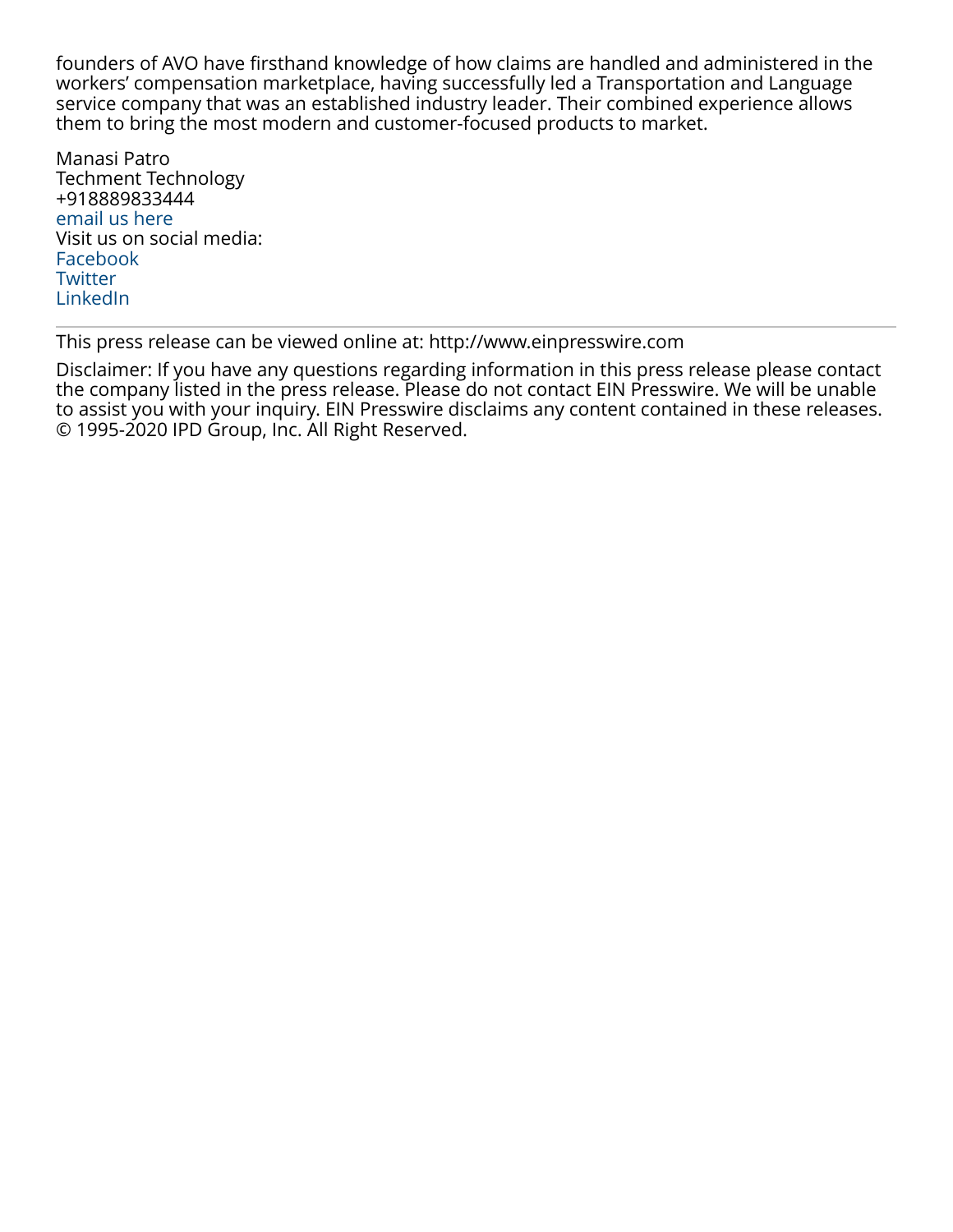founders of AVO have firsthand knowledge of how claims are handled and administered in the workers' compensation marketplace, having successfully led a Transportation and Language service company that was an established industry leader. Their combined experience allows them to bring the most modern and customer-focused products to market.

Manasi Patro
Techment Technology
+918889833444
email us here
Visit us on social media:
Facebook
Twitter
LinkedIn

---

This press release can be viewed online at: http://www.einpresswire.com

Disclaimer: If you have any questions regarding information in this press release please contact the company listed in the press release. Please do not contact EIN Presswire. We will be unable to assist you with your inquiry. EIN Presswire disclaims any content contained in these releases. © 1995-2020 IPD Group, Inc. All Right Reserved.